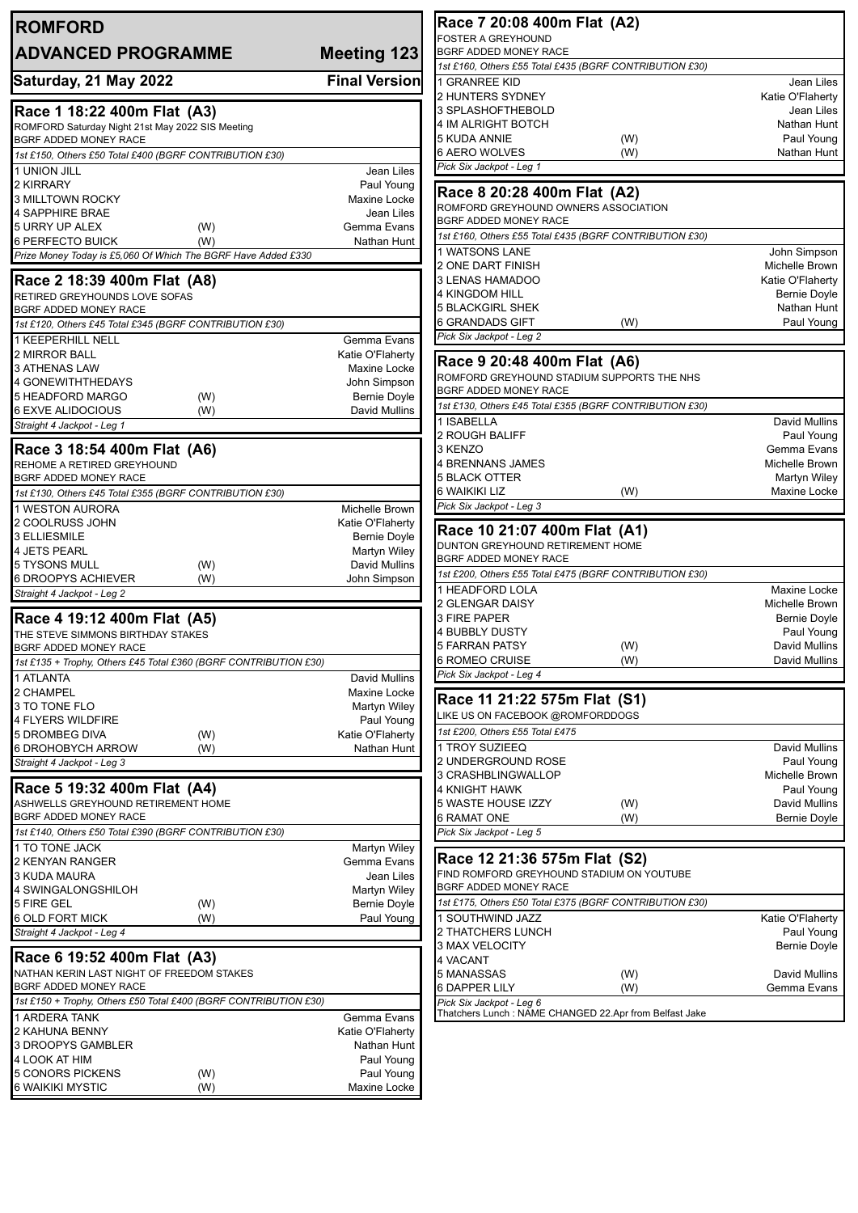# ROMFORD

## ADVANCED PROGRAMME — Meeting 123

**Saturday, 21 May 2022** — **Final Version**

### Race 1 18:22 400m Flat (A3)

ROMFORD Saturday Night 21st May 2022 SIS Meeting
BGRF ADDED MONEY RACE
*1st £150, Others £50 Total £400 (BGRF CONTRIBUTION £30)*

| Trap | Greyhound | | Trainer |
|---|---|---|---|
| 1 | UNION JILL | | Jean Liles |
| 2 | KIRRARY | | Paul Young |
| 3 | MILLTOWN ROCKY | | Maxine Locke |
| 4 | SAPPHIRE BRAE | | Jean Liles |
| 5 | URRY UP ALEX | (W) | Gemma Evans |
| 6 | PERFECTO BUICK | (W) | Nathan Hunt |

*Prize Money Today is £5,060 Of Which The BGRF Have Added £330*

### Race 2 18:39 400m Flat (A8)

RETIRED GREYHOUNDS LOVE SOFAS
BGRF ADDED MONEY RACE
*1st £120, Others £45 Total £345 (BGRF CONTRIBUTION £30)*

| Trap | Greyhound | | Trainer |
|---|---|---|---|
| 1 | KEEPERHILL NELL | | Gemma Evans |
| 2 | MIRROR BALL | | Katie O'Flaherty |
| 3 | ATHENAS LAW | | Maxine Locke |
| 4 | GONEWITHTHEDAYS | | John Simpson |
| 5 | HEADFORD MARGO | (W) | Bernie Doyle |
| 6 | EXVE ALIDOCIOUS | (W) | David Mullins |

*Straight 4 Jackpot - Leg 1*

### Race 3 18:54 400m Flat (A6)

REHOME A RETIRED GREYHOUND
BGRF ADDED MONEY RACE
*1st £130, Others £45 Total £355 (BGRF CONTRIBUTION £30)*

| Trap | Greyhound | | Trainer |
|---|---|---|---|
| 1 | WESTON AURORA | | Michelle Brown |
| 2 | COOLRUSS JOHN | | Katie O'Flaherty |
| 3 | ELLIESMILE | | Bernie Doyle |
| 4 | JETS PEARL | | Martyn Wiley |
| 5 | TYSONS MULL | (W) | David Mullins |
| 6 | DROOPYS ACHIEVER | (W) | John Simpson |

*Straight 4 Jackpot - Leg 2*

### Race 4 19:12 400m Flat (A5)

THE STEVE SIMMONS BIRTHDAY STAKES
BGRF ADDED MONEY RACE
*1st £135 + Trophy, Others £45 Total £360 (BGRF CONTRIBUTION £30)*

| Trap | Greyhound | | Trainer |
|---|---|---|---|
| 1 | ATLANTA | | David Mullins |
| 2 | CHAMPEL | | Maxine Locke |
| 3 | TO TONE FLO | | Martyn Wiley |
| 4 | FLYERS WILDFIRE | | Paul Young |
| 5 | DROMBEG DIVA | (W) | Katie O'Flaherty |
| 6 | DROHOBYCH ARROW | (W) | Nathan Hunt |

*Straight 4 Jackpot - Leg 3*

### Race 5 19:32 400m Flat (A4)

ASHWELLS GREYHOUND RETIREMENT HOME
BGRF ADDED MONEY RACE
*1st £140, Others £50 Total £390 (BGRF CONTRIBUTION £30)*

| Trap | Greyhound | | Trainer |
|---|---|---|---|
| 1 | TO TONE JACK | | Martyn Wiley |
| 2 | KENYAN RANGER | | Gemma Evans |
| 3 | KUDA MAURA | | Jean Liles |
| 4 | SWINGALONGSHILOH | | Martyn Wiley |
| 5 | FIRE GEL | (W) | Bernie Doyle |
| 6 | OLD FORT MICK | (W) | Paul Young |

*Straight 4 Jackpot - Leg 4*

### Race 6 19:52 400m Flat (A3)

NATHAN KERIN LAST NIGHT OF FREEDOM STAKES
BGRF ADDED MONEY RACE
*1st £150 + Trophy, Others £50 Total £400 (BGRF CONTRIBUTION £30)*

| Trap | Greyhound | | Trainer |
|---|---|---|---|
| 1 | ARDERA TANK | | Gemma Evans |
| 2 | KAHUNA BENNY | | Katie O'Flaherty |
| 3 | DROOPYS GAMBLER | | Nathan Hunt |
| 4 | LOOK AT HIM | | Paul Young |
| 5 | CONORS PICKENS | (W) | Paul Young |
| 6 | WAIKIKI MYSTIC | (W) | Maxine Locke |

### Race 7 20:08 400m Flat (A2)

FOSTER A GREYHOUND
BGRF ADDED MONEY RACE
*1st £160, Others £55 Total £435 (BGRF CONTRIBUTION £30)*

| Trap | Greyhound | | Trainer |
|---|---|---|---|
| 1 | GRANREE KID | | Jean Liles |
| 2 | HUNTERS SYDNEY | | Katie O'Flaherty |
| 3 | SPLASHOFTHEBOLD | | Jean Liles |
| 4 | IM ALRIGHT BOTCH | | Nathan Hunt |
| 5 | KUDA ANNIE | (W) | Paul Young |
| 6 | AERO WOLVES | (W) | Nathan Hunt |

*Pick Six Jackpot - Leg 1*

### Race 8 20:28 400m Flat (A2)

ROMFORD GREYHOUND OWNERS ASSOCIATION
BGRF ADDED MONEY RACE
*1st £160, Others £55 Total £435 (BGRF CONTRIBUTION £30)*

| Trap | Greyhound | | Trainer |
|---|---|---|---|
| 1 | WATSONS LANE | | John Simpson |
| 2 | ONE DART FINISH | | Michelle Brown |
| 3 | LENAS HAMADOO | | Katie O'Flaherty |
| 4 | KINGDOM HILL | | Bernie Doyle |
| 5 | BLACKGIRL SHEK | | Nathan Hunt |
| 6 | GRANDADS GIFT | (W) | Paul Young |

*Pick Six Jackpot - Leg 2*

### Race 9 20:48 400m Flat (A6)

ROMFORD GREYHOUND STADIUM SUPPORTS THE NHS
BGRF ADDED MONEY RACE
*1st £130, Others £45 Total £355 (BGRF CONTRIBUTION £30)*

| Trap | Greyhound | | Trainer |
|---|---|---|---|
| 1 | ISABELLA | | David Mullins |
| 2 | ROUGH BALIFF | | Paul Young |
| 3 | KENZO | | Gemma Evans |
| 4 | BRENNANS JAMES | | Michelle Brown |
| 5 | BLACK OTTER | | Martyn Wiley |
| 6 | WAIKIKI LIZ | (W) | Maxine Locke |

*Pick Six Jackpot - Leg 3*

### Race 10 21:07 400m Flat (A1)

DUNTON GREYHOUND RETIREMENT HOME
BGRF ADDED MONEY RACE
*1st £200, Others £55 Total £475 (BGRF CONTRIBUTION £30)*

| Trap | Greyhound | | Trainer |
|---|---|---|---|
| 1 | HEADFORD LOLA | | Maxine Locke |
| 2 | GLENGAR DAISY | | Michelle Brown |
| 3 | FIRE PAPER | | Bernie Doyle |
| 4 | BUBBLY DUSTY | | Paul Young |
| 5 | FARRAN PATSY | (W) | David Mullins |
| 6 | ROMEO CRUISE | (W) | David Mullins |

*Pick Six Jackpot - Leg 4*

### Race 11 21:22 575m Flat (S1)

LIKE US ON FACEBOOK @ROMFORDDOGS
*1st £200, Others £55 Total £475*

| Trap | Greyhound | | Trainer |
|---|---|---|---|
| 1 | TROY SUZIEEQ | | David Mullins |
| 2 | UNDERGROUND ROSE | | Paul Young |
| 3 | CRASHBLINGWALLOP | | Michelle Brown |
| 4 | KNIGHT HAWK | | Paul Young |
| 5 | WASTE HOUSE IZZY | (W) | David Mullins |
| 6 | RAMAT ONE | (W) | Bernie Doyle |

*Pick Six Jackpot - Leg 5*

### Race 12 21:36 575m Flat (S2)

FIND ROMFORD GREYHOUND STADIUM ON YOUTUBE
BGRF ADDED MONEY RACE
*1st £175, Others £50 Total £375 (BGRF CONTRIBUTION £30)*

| Trap | Greyhound | | Trainer |
|---|---|---|---|
| 1 | SOUTHWIND JAZZ | | Katie O'Flaherty |
| 2 | THATCHERS LUNCH | | Paul Young |
| 3 | MAX VELOCITY | | Bernie Doyle |
| 4 | VACANT | | |
| 5 | MANASSAS | (W) | David Mullins |
| 6 | DAPPER LILY | (W) | Gemma Evans |

*Pick Six Jackpot - Leg 6*
Thatchers Lunch : NAME CHANGED 22.Apr from Belfast Jake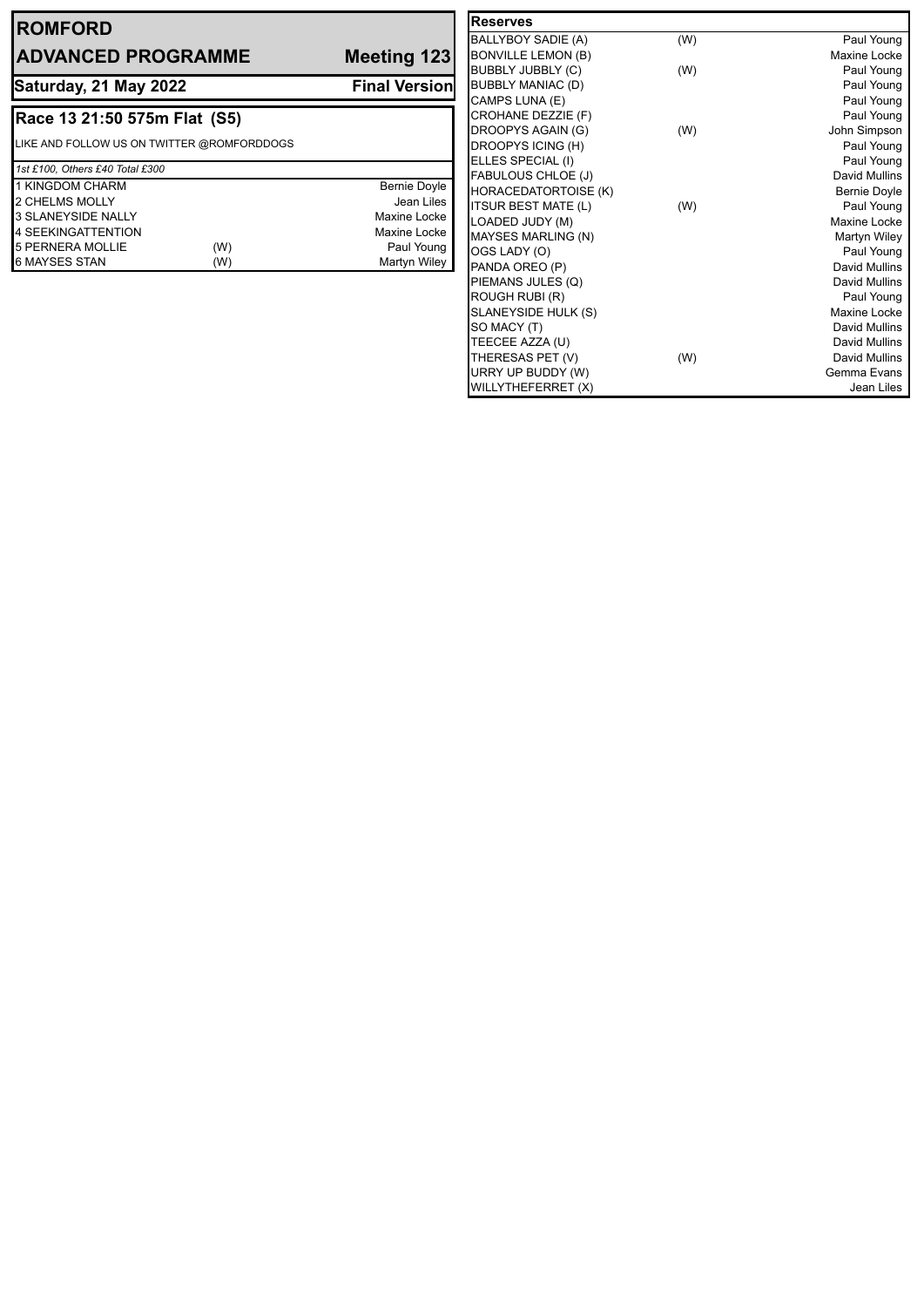# ROMFORD

## ADVANCED PROGRAMME — Meeting 123

**Saturday, 21 May 2022 — Final Version**

### Race 13 21:50 575m Flat (S5)

LIKE AND FOLLOW US ON TWITTER @ROMFORDDOGS

*1st £100, Others £40 Total £300*

| | | |
|---|---|---|
| 1 KINGDOM CHARM | | Bernie Doyle |
| 2 CHELMS MOLLY | | Jean Liles |
| 3 SLANEYSIDE NALLY | | Maxine Locke |
| 4 SEEKINGATTENTION | | Maxine Locke |
| 5 PERNERA MOLLIE | (W) | Paul Young |
| 6 MAYSES STAN | (W) | Martyn Wiley |

### Reserves

| | | |
|---|---|---|
| BALLYBOY SADIE (A) | (W) | Paul Young |
| BONVILLE LEMON (B) | | Maxine Locke |
| BUBBLY JUBBLY (C) | (W) | Paul Young |
| BUBBLY MANIAC (D) | | Paul Young |
| CAMPS LUNA (E) | | Paul Young |
| CROHANE DEZZIE (F) | | Paul Young |
| DROOPYS AGAIN (G) | (W) | John Simpson |
| DROOPYS ICING (H) | | Paul Young |
| ELLES SPECIAL (I) | | Paul Young |
| FABULOUS CHLOE (J) | | David Mullins |
| HORACEDATORTOISE (K) | | Bernie Doyle |
| ITSUR BEST MATE (L) | (W) | Paul Young |
| LOADED JUDY (M) | | Maxine Locke |
| MAYSES MARLING (N) | | Martyn Wiley |
| OGS LADY (O) | | Paul Young |
| PANDA OREO (P) | | David Mullins |
| PIEMANS JULES (Q) | | David Mullins |
| ROUGH RUBI (R) | | Paul Young |
| SLANEYSIDE HULK (S) | | Maxine Locke |
| SO MACY (T) | | David Mullins |
| TEECEE AZZA (U) | | David Mullins |
| THERESAS PET (V) | (W) | David Mullins |
| URRY UP BUDDY (W) | | Gemma Evans |
| WILLYTHEFERRET (X) | | Jean Liles |